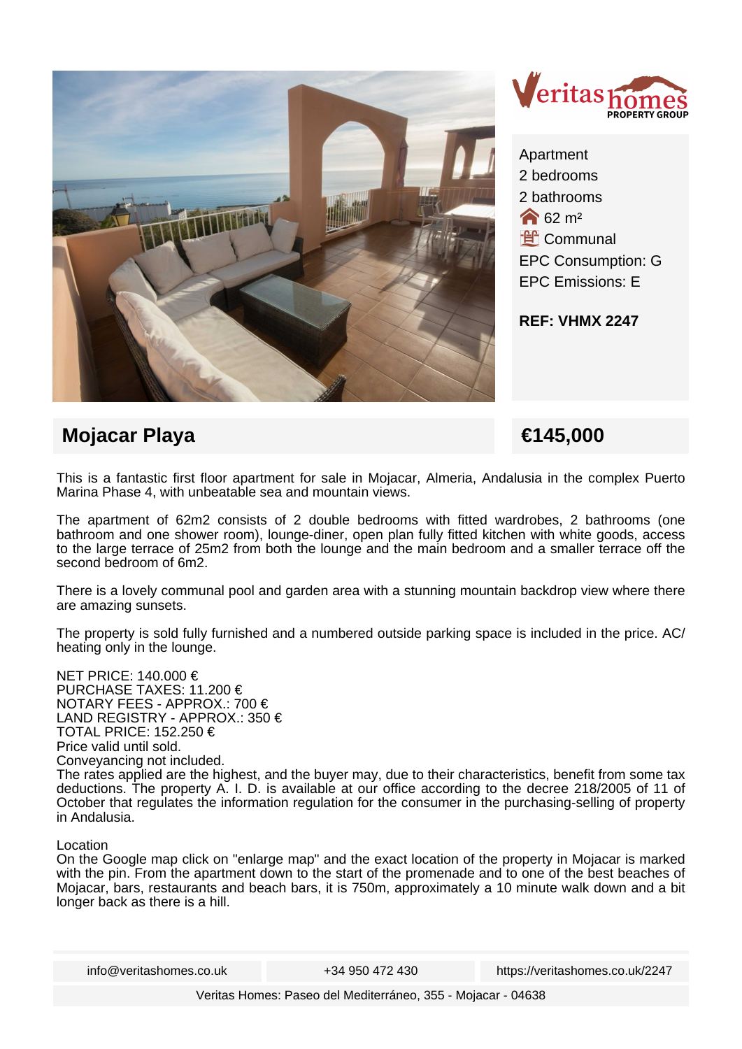Veritas homes PROPERTY GROUP

Apartment
2 bedrooms
2 bathrooms
62 m²
Communal
EPC Consumption: G
EPC Emissions: E

**REF: VHMX 2247**

## Mojacar Playa

## €145,000

This is a fantastic first floor apartment for sale in Mojacar, Almeria, Andalusia in the complex Puerto Marina Phase 4, with unbeatable sea and mountain views.

The apartment of 62m2 consists of 2 double bedrooms with fitted wardrobes, 2 bathrooms (one bathroom and one shower room), lounge-diner, open plan fully fitted kitchen with white goods, access to the large terrace of 25m2 from both the lounge and the main bedroom and a smaller terrace off the second bedroom of 6m2.

There is a lovely communal pool and garden area with a stunning mountain backdrop view where there are amazing sunsets.

The property is sold fully furnished and a numbered outside parking space is included in the price. AC/ heating only in the lounge.

NET PRICE: 140.000 €
PURCHASE TAXES: 11.200 €
NOTARY FEES - APPROX.: 700 €
LAND REGISTRY - APPROX.: 350 €
TOTAL PRICE: 152.250 €
Price valid until sold.
Conveyancing not included.
The rates applied are the highest, and the buyer may, due to their characteristics, benefit from some tax deductions. The property A. I. D. is available at our office according to the decree 218/2005 of 11 of October that regulates the information regulation for the consumer in the purchasing-selling of property in Andalusia.

Location
On the Google map click on "enlarge map" and the exact location of the property in Mojacar is marked with the pin. From the apartment down to the start of the promenade and to one of the best beaches of Mojacar, bars, restaurants and beach bars, it is 750m, approximately a 10 minute walk down and a bit longer back as there is a hill.

info@veritashomes.co.uk | +34 950 472 430 | https://veritashomes.co.uk/2247

Veritas Homes: Paseo del Mediterráneo, 355 - Mojacar - 04638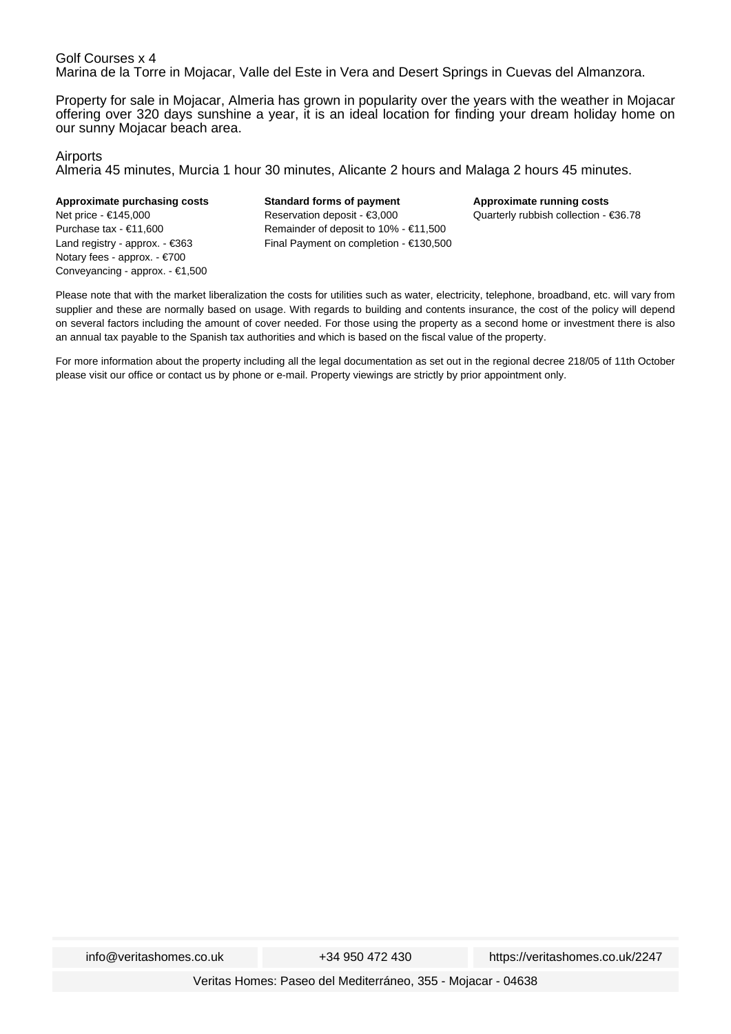Golf Courses x 4
Marina de la Torre in Mojacar, Valle del Este in Vera and Desert Springs in Cuevas del Almanzora.

Property for sale in Mojacar, Almeria has grown in popularity over the years with the weather in Mojacar offering over 320 days sunshine a year, it is an ideal location for finding your dream holiday home on our sunny Mojacar beach area.

Airports
Almeria 45 minutes, Murcia 1 hour 30 minutes, Alicante 2 hours and Malaga 2 hours 45 minutes.

**Approximate purchasing costs**
Net price - €145,000
Purchase tax - €11,600
Land registry - approx. - €363
Notary fees - approx. - €700
Conveyancing - approx. - €1,500

**Standard forms of payment**
Reservation deposit - €3,000
Remainder of deposit to 10% - €11,500
Final Payment on completion - €130,500

**Approximate running costs**
Quarterly rubbish collection - €36.78

Please note that with the market liberalization the costs for utilities such as water, electricity, telephone, broadband, etc. will vary from supplier and these are normally based on usage. With regards to building and contents insurance, the cost of the policy will depend on several factors including the amount of cover needed. For those using the property as a second home or investment there is also an annual tax payable to the Spanish tax authorities and which is based on the fiscal value of the property.

For more information about the property including all the legal documentation as set out in the regional decree 218/05 of 11th October please visit our office or contact us by phone or e-mail. Property viewings are strictly by prior appointment only.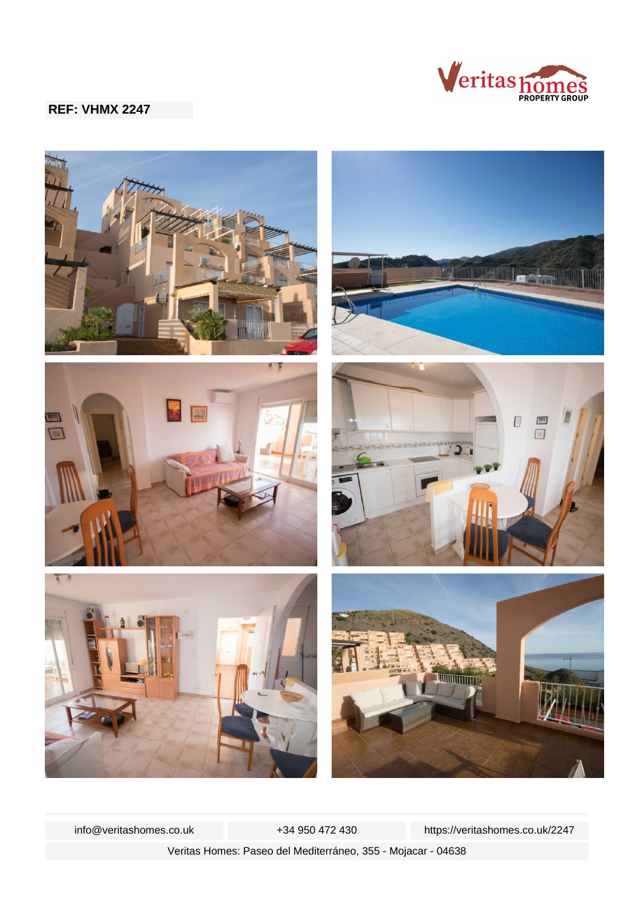**REF: VHMX 2247**

| | | |
|---|---|---|
| info@veritashomes.co.uk | +34 950 472 430 | https://veritashomes.co.uk/2247 |

Veritas Homes: Paseo del Mediterráneo, 355 - Mojacar - 04638